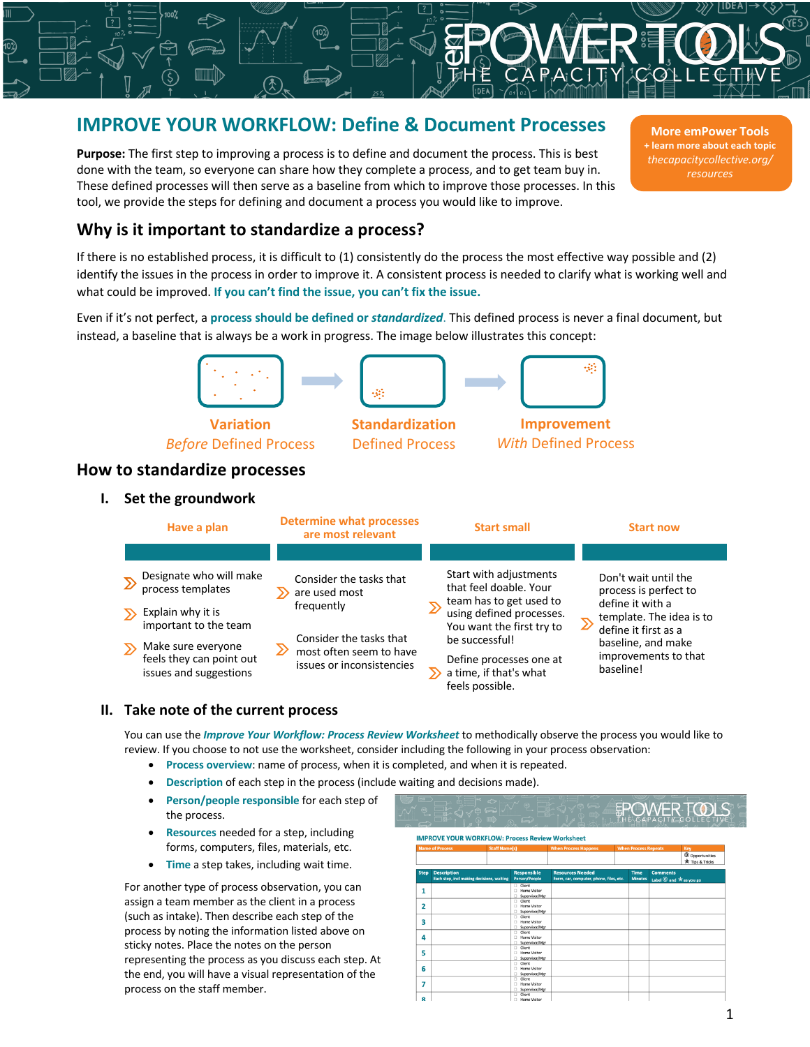# IMPROVE YOUR WORKFLOW: Define & Document Processes

**More emPower Tools**
**+ learn more about each topic**
*thecapacitycollective.org/resources*

**Purpose:** The first step to improving a process is to define and document the process. This is best done with the team, so everyone can share how they complete a process, and to get team buy in. These defined processes will then serve as a baseline from which to improve those processes. In this tool, we provide the steps for defining and document a process you would like to improve.

## Why is it important to standardize a process?

If there is no established process, it is difficult to (1) consistently do the process the most effective way possible and (2) identify the issues in the process in order to improve it. A consistent process is needed to clarify what is working well and what could be improved. **If you can't find the issue, you can't fix the issue.**

Even if it's not perfect, a **process should be defined or *standardized***. This defined process is never a final document, but instead, a baseline that is always be a work in progress. The image below illustrates this concept:

**Variation** — *Before* Defined Process → **Standardization** — Defined Process → **Improvement** — *With* Defined Process

## How to standardize processes

### I. Set the groundwork

**Have a plan**
- Designate who will make process templates
- Explain why it is important to the team
- Make sure everyone feels they can point out issues and suggestions

**Determine what processes are most relevant**
- Consider the tasks that are used most frequently
- Consider the tasks that most often seem to have issues or inconsistencies

**Start small**
- Start with adjustments that feel doable. Your team has to get used to using defined processes. You want the first try to be successful!
- Define processes one at a time, if that's what feels possible.

**Start now**
- Don't wait until the process is perfect to define it with a template. The idea is to define it first as a baseline, and make improvements to that baseline!

### II. Take note of the current process

You can use the ***Improve Your Workflow: Process Review Worksheet*** to methodically observe the process you would like to review. If you choose to not use the worksheet, consider including the following in your process observation:

- **Process overview**: name of process, when it is completed, and when it is repeated.
- **Description** of each step in the process (include waiting and decisions made).
- **Person/people responsible** for each step of the process.
- **Resources** needed for a step, including forms, computers, files, materials, etc.
- **Time** a step takes, including wait time.

For another type of process observation, you can assign a team member as the client in a process (such as intake). Then describe each step of the process by noting the information listed above on sticky notes. Place the notes on the person representing the process as you discuss each step. At the end, you will have a visual representation of the process on the staff member.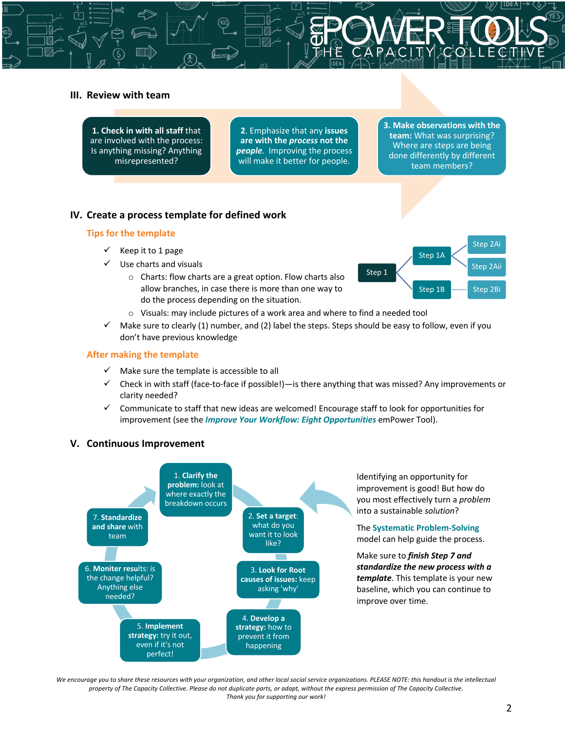## III. Review with team

**1. Check in with all staff** that are involved with the process: Is anything missing? Anything misrepresented?

**2.** Emphasize that any **issues are with the *process* not the *people*.** Improving the process will make it better for people.

**3. Make observations with the team:** What was surprising? Where are steps are being done differently by different team members?

## IV. Create a process template for defined work

### Tips for the template

- ✓ Keep it to 1 page
- ✓ Use charts and visuals
  - Charts: flow charts are a great option. Flow charts also allow branches, in case there is more than one way to do the process depending on the situation.
  - Visuals: may include pictures of a work area and where to find a needed tool
- ✓ Make sure to clearly (1) number, and (2) label the steps. Steps should be easy to follow, even if you don't have previous knowledge

Step 1
Step 1A
Step 1B
Step 2Ai
Step 2Aii
Step 2Bi

### After making the template

- ✓ Make sure the template is accessible to all
- ✓ Check in with staff (face-to-face if possible!)—is there anything that was missed? Any improvements or clarity needed?
- ✓ Communicate to staff that new ideas are welcomed! Encourage staff to look for opportunities for improvement (see the ***Improve Your Workflow: Eight Opportunities*** emPower Tool).

## V. Continuous Improvement

1. **Clarify the problem:** look at where exactly the breakdown occurs
2. **Set a target**: what do you want it to look like?
3. **Look for Root causes of issues:** keep asking 'why'
4. **Develop a strategy:** how to prevent it from happening
5. **Implement strategy:** try it out, even if it's not perfect!
6. **Moniter results**: is the change helpful? Anything else needed?
7. **Standardize and share** with team

Identifying an opportunity for improvement is good! But how do you most effectively turn a *problem* into a sustainable *solution*?

The **Systematic Problem-Solving** model can help guide the process.

Make sure to ***finish Step 7 and standardize the new process with a template***. This template is your new baseline, which you can continue to improve over time.

*We encourage you to share these resources with your organization, and other local social service organizations. PLEASE NOTE: this handout is the intellectual property of The Capacity Collective. Please do not duplicate parts, or adapt, without the express permission of The Capacity Collective. Thank you for supporting our work!*